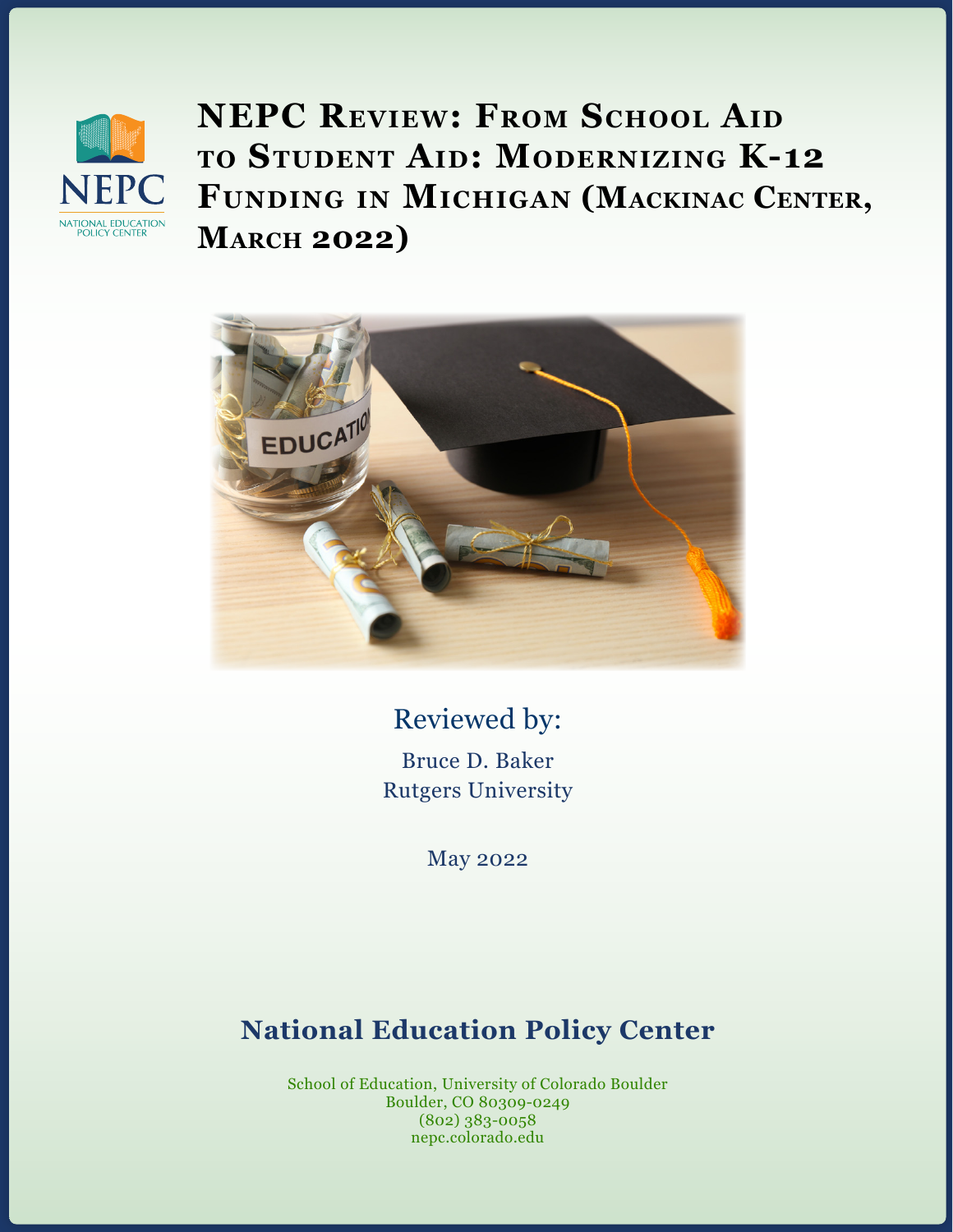# NEPC Review: From School Aid to Student Aid: Modernizing K-12 Funding in Michigan (Mackinac Center, March 2022)

Reviewed by:

Bruce D. Baker
Rutgers University

May 2022

## National Education Policy Center

School of Education, University of Colorado Boulder
Boulder, CO 80309-0249
(802) 383-0058
nepc.colorado.edu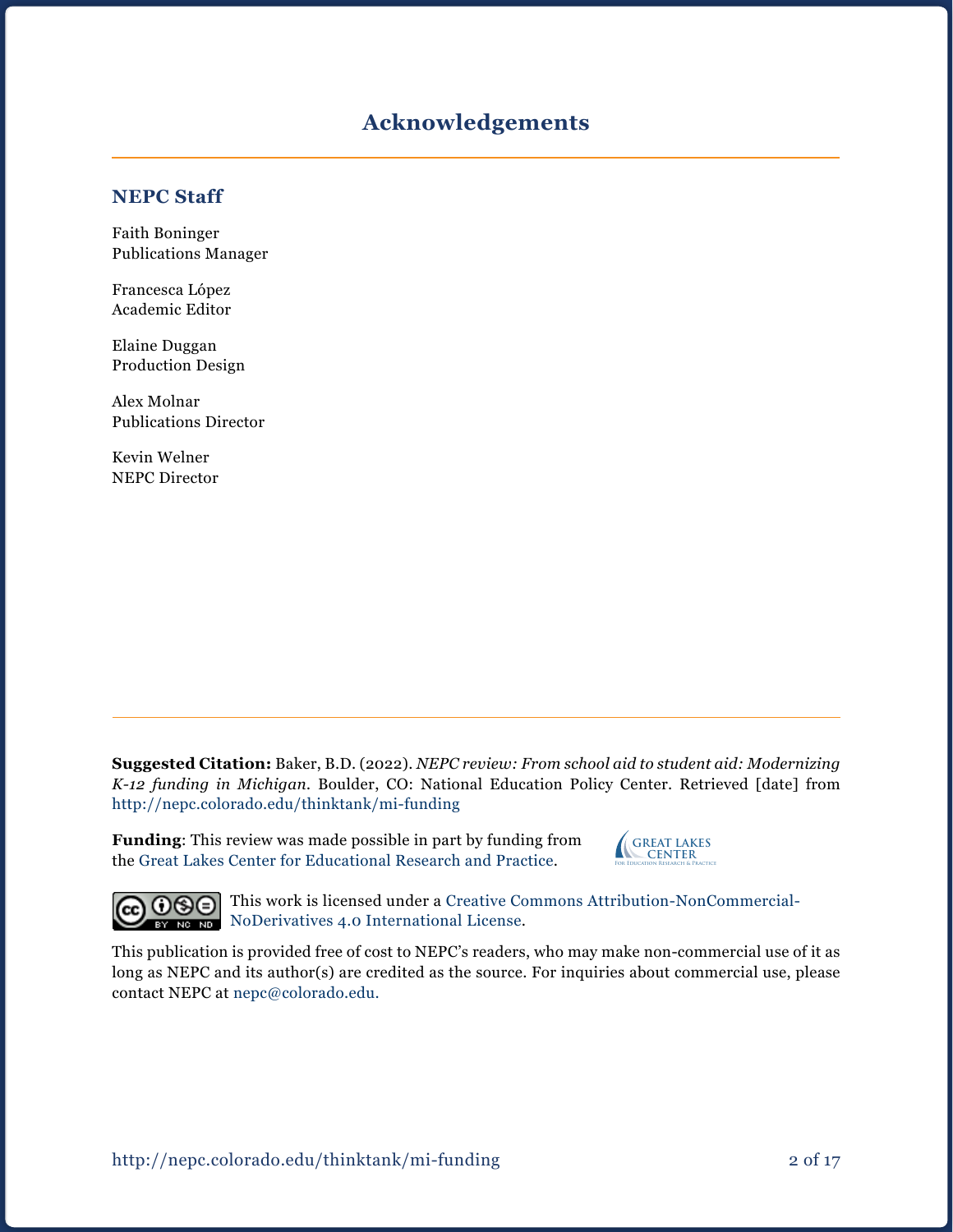# Acknowledgements

## NEPC Staff

Faith Boninger
Publications Manager

Francesca López
Academic Editor

Elaine Duggan
Production Design

Alex Molnar
Publications Director

Kevin Welner
NEPC Director

**Suggested Citation:** Baker, B.D. (2022). *NEPC review: From school aid to student aid: Modernizing K-12 funding in Michigan.* Boulder, CO: National Education Policy Center. Retrieved [date] from http://nepc.colorado.edu/thinktank/mi-funding

**Funding**: This review was made possible in part by funding from the Great Lakes Center for Educational Research and Practice.

This work is licensed under a Creative Commons Attribution-NonCommercial-NoDerivatives 4.0 International License.

This publication is provided free of cost to NEPC's readers, who may make non-commercial use of it as long as NEPC and its author(s) are credited as the source. For inquiries about commercial use, please contact NEPC at nepc@colorado.edu.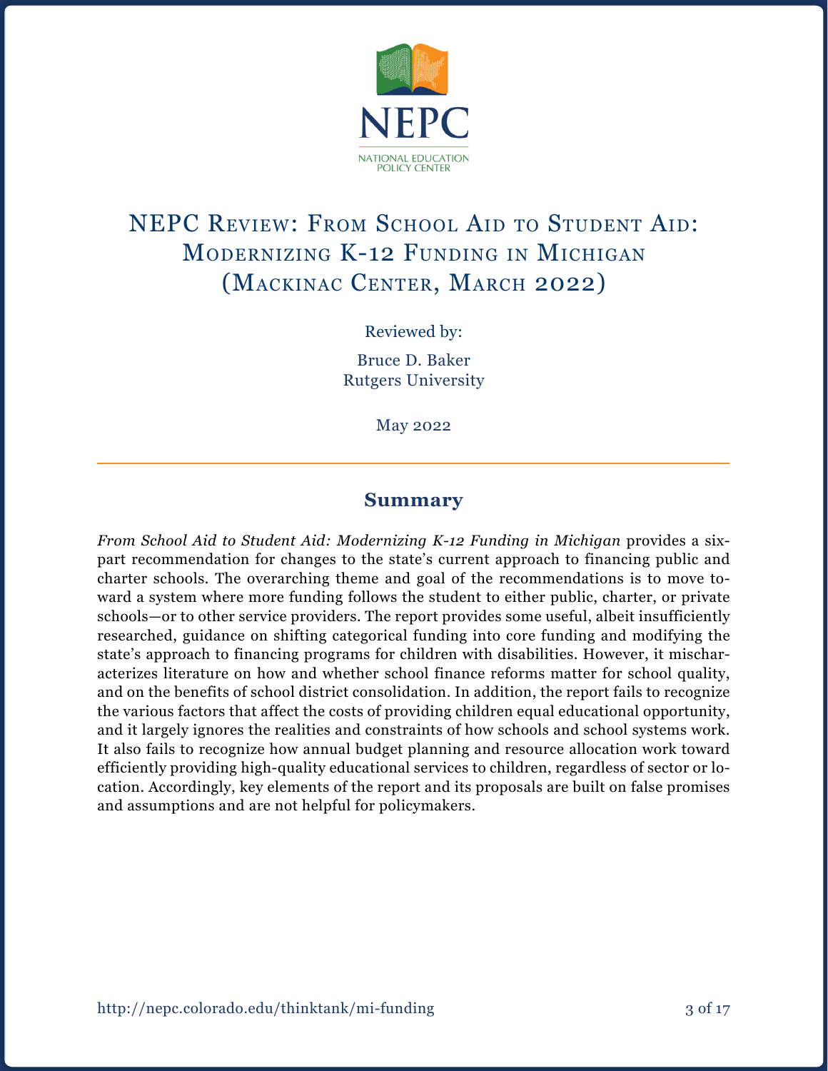NEPC

NATIONAL EDUCATION POLICY CENTER

# NEPC Review: From School Aid to Student Aid: Modernizing K-12 Funding in Michigan (Mackinac Center, March 2022)

Reviewed by:

Bruce D. Baker
Rutgers University

May 2022

## Summary

*From School Aid to Student Aid: Modernizing K-12 Funding in Michigan* provides a six-part recommendation for changes to the state's current approach to financing public and charter schools. The overarching theme and goal of the recommendations is to move toward a system where more funding follows the student to either public, charter, or private schools—or to other service providers. The report provides some useful, albeit insufficiently researched, guidance on shifting categorical funding into core funding and modifying the state's approach to financing programs for children with disabilities. However, it mischaracterizes literature on how and whether school finance reforms matter for school quality, and on the benefits of school district consolidation. In addition, the report fails to recognize the various factors that affect the costs of providing children equal educational opportunity, and it largely ignores the realities and constraints of how schools and school systems work. It also fails to recognize how annual budget planning and resource allocation work toward efficiently providing high-quality educational services to children, regardless of sector or location. Accordingly, key elements of the report and its proposals are built on false promises and assumptions and are not helpful for policymakers.

http://nepc.colorado.edu/thinktank/mi-funding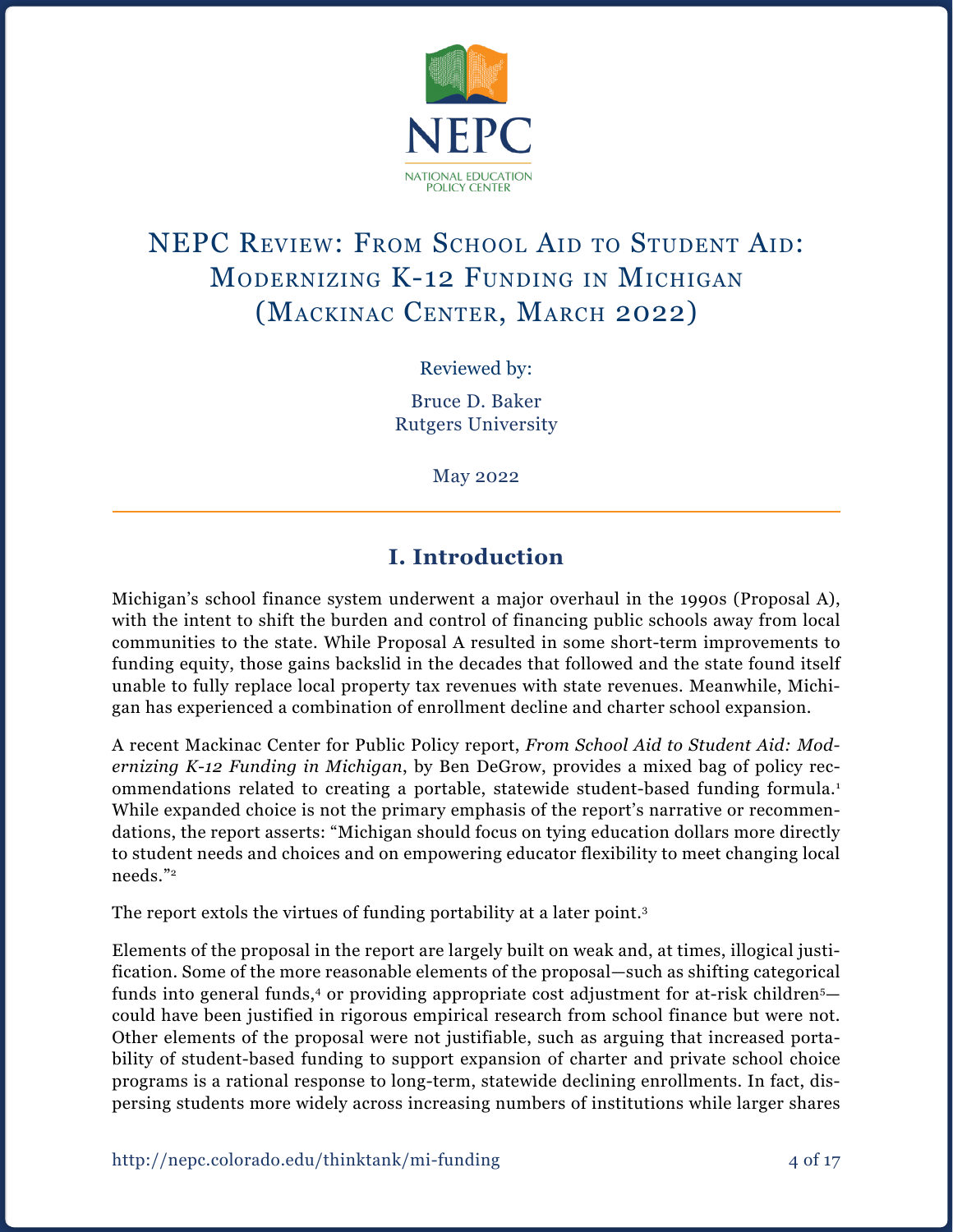NEPC

NATIONAL EDUCATION POLICY CENTER

# NEPC Review: From School Aid to Student Aid: Modernizing K-12 Funding in Michigan (Mackinac Center, March 2022)

Reviewed by:

Bruce D. Baker
Rutgers University

May 2022

## I. Introduction

Michigan's school finance system underwent a major overhaul in the 1990s (Proposal A), with the intent to shift the burden and control of financing public schools away from local communities to the state. While Proposal A resulted in some short-term improvements to funding equity, those gains backslid in the decades that followed and the state found itself unable to fully replace local property tax revenues with state revenues. Meanwhile, Michigan has experienced a combination of enrollment decline and charter school expansion.

A recent Mackinac Center for Public Policy report, *From School Aid to Student Aid: Modernizing K-12 Funding in Michigan*, by Ben DeGrow, provides a mixed bag of policy recommendations related to creating a portable, statewide student-based funding formula.[1] While expanded choice is not the primary emphasis of the report's narrative or recommendations, the report asserts: "Michigan should focus on tying education dollars more directly to student needs and choices and on empowering educator flexibility to meet changing local needs."[2]

The report extols the virtues of funding portability at a later point.[3]

Elements of the proposal in the report are largely built on weak and, at times, illogical justification. Some of the more reasonable elements of the proposal—such as shifting categorical funds into general funds,[4] or providing appropriate cost adjustment for at-risk children[5]—could have been justified in rigorous empirical research from school finance but were not. Other elements of the proposal were not justifiable, such as arguing that increased portability of student-based funding to support expansion of charter and private school choice programs is a rational response to long-term, statewide declining enrollments. In fact, dispersing students more widely across increasing numbers of institutions while larger shares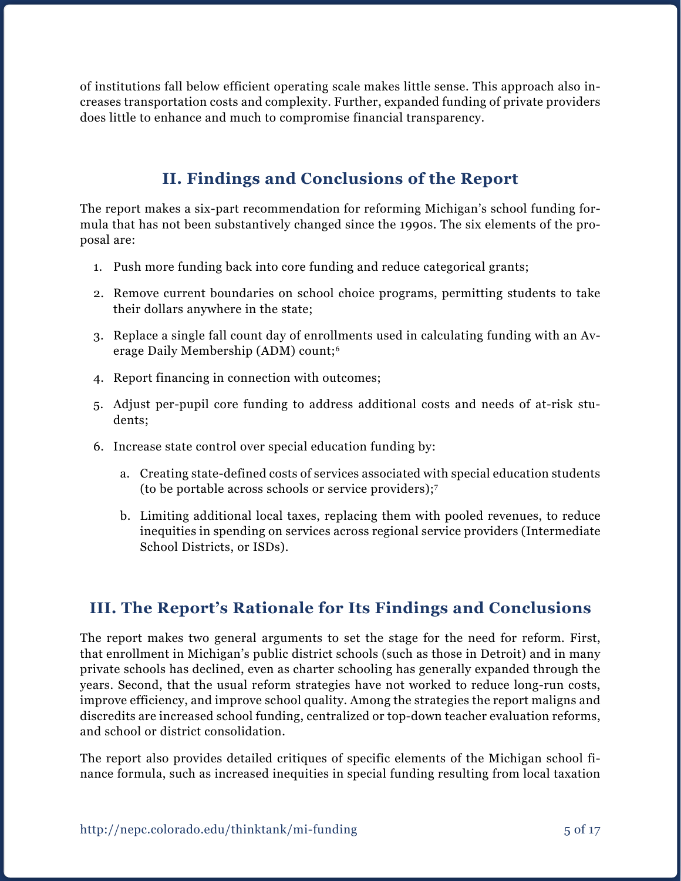of institutions fall below efficient operating scale makes little sense. This approach also increases transportation costs and complexity. Further, expanded funding of private providers does little to enhance and much to compromise financial transparency.

## II. Findings and Conclusions of the Report

The report makes a six-part recommendation for reforming Michigan's school funding formula that has not been substantively changed since the 1990s. The six elements of the proposal are:

1. Push more funding back into core funding and reduce categorical grants;
2. Remove current boundaries on school choice programs, permitting students to take their dollars anywhere in the state;
3. Replace a single fall count day of enrollments used in calculating funding with an Average Daily Membership (ADM) count;[6]
4. Report financing in connection with outcomes;
5. Adjust per-pupil core funding to address additional costs and needs of at-risk students;
6. Increase state control over special education funding by:
    a. Creating state-defined costs of services associated with special education students (to be portable across schools or service providers);[7]
    b. Limiting additional local taxes, replacing them with pooled revenues, to reduce inequities in spending on services across regional service providers (Intermediate School Districts, or ISDs).

## III. The Report's Rationale for Its Findings and Conclusions

The report makes two general arguments to set the stage for the need for reform. First, that enrollment in Michigan's public district schools (such as those in Detroit) and in many private schools has declined, even as charter schooling has generally expanded through the years. Second, that the usual reform strategies have not worked to reduce long-run costs, improve efficiency, and improve school quality. Among the strategies the report maligns and discredits are increased school funding, centralized or top-down teacher evaluation reforms, and school or district consolidation.

The report also provides detailed critiques of specific elements of the Michigan school finance formula, such as increased inequities in special funding resulting from local taxation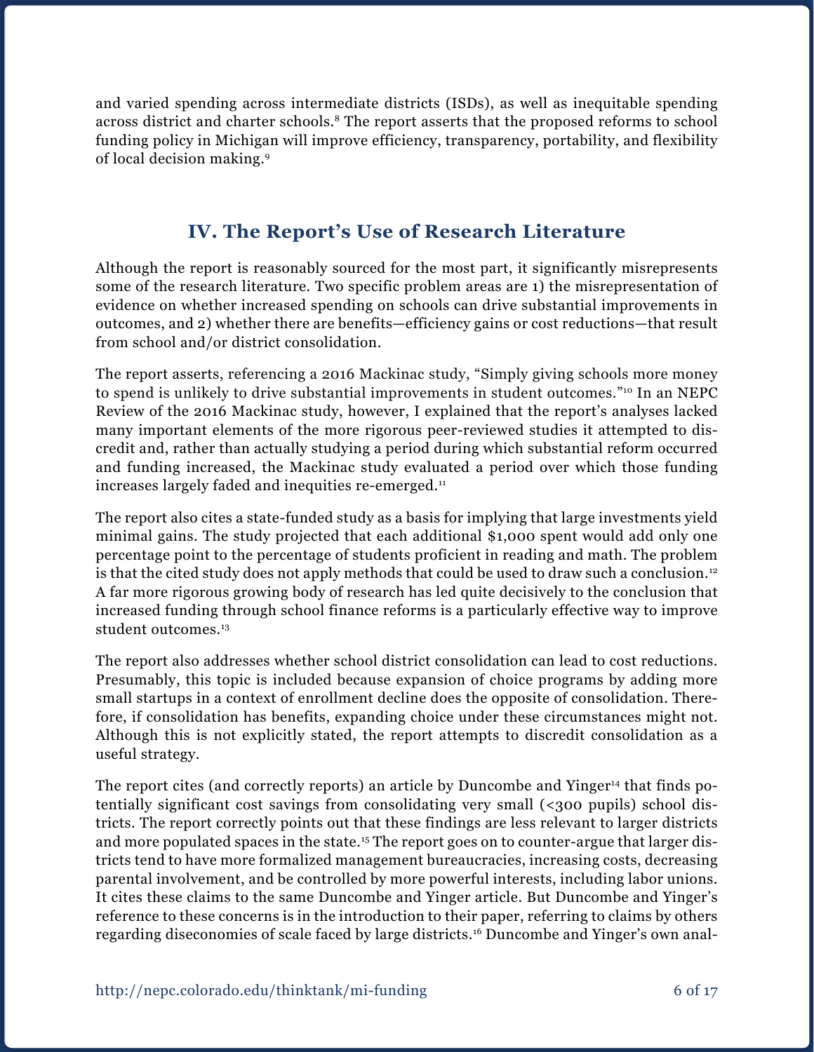and varied spending across intermediate districts (ISDs), as well as inequitable spending across district and charter schools.[8] The report asserts that the proposed reforms to school funding policy in Michigan will improve efficiency, transparency, portability, and flexibility of local decision making.[9]

## IV. The Report's Use of Research Literature

Although the report is reasonably sourced for the most part, it significantly misrepresents some of the research literature. Two specific problem areas are 1) the misrepresentation of evidence on whether increased spending on schools can drive substantial improvements in outcomes, and 2) whether there are benefits—efficiency gains or cost reductions—that result from school and/or district consolidation.

The report asserts, referencing a 2016 Mackinac study, "Simply giving schools more money to spend is unlikely to drive substantial improvements in student outcomes."[10] In an NEPC Review of the 2016 Mackinac study, however, I explained that the report's analyses lacked many important elements of the more rigorous peer-reviewed studies it attempted to discredit and, rather than actually studying a period during which substantial reform occurred and funding increased, the Mackinac study evaluated a period over which those funding increases largely faded and inequities re-emerged.[11]

The report also cites a state-funded study as a basis for implying that large investments yield minimal gains. The study projected that each additional $1,000 spent would add only one percentage point to the percentage of students proficient in reading and math. The problem is that the cited study does not apply methods that could be used to draw such a conclusion.[12] A far more rigorous growing body of research has led quite decisively to the conclusion that increased funding through school finance reforms is a particularly effective way to improve student outcomes.[13]

The report also addresses whether school district consolidation can lead to cost reductions. Presumably, this topic is included because expansion of choice programs by adding more small startups in a context of enrollment decline does the opposite of consolidation. Therefore, if consolidation has benefits, expanding choice under these circumstances might not. Although this is not explicitly stated, the report attempts to discredit consolidation as a useful strategy.

The report cites (and correctly reports) an article by Duncombe and Yinger[14] that finds potentially significant cost savings from consolidating very small (<300 pupils) school districts. The report correctly points out that these findings are less relevant to larger districts and more populated spaces in the state.[15] The report goes on to counter-argue that larger districts tend to have more formalized management bureaucracies, increasing costs, decreasing parental involvement, and be controlled by more powerful interests, including labor unions. It cites these claims to the same Duncombe and Yinger article. But Duncombe and Yinger's reference to these concerns is in the introduction to their paper, referring to claims by others regarding diseconomies of scale faced by large districts.[16] Duncombe and Yinger's own anal-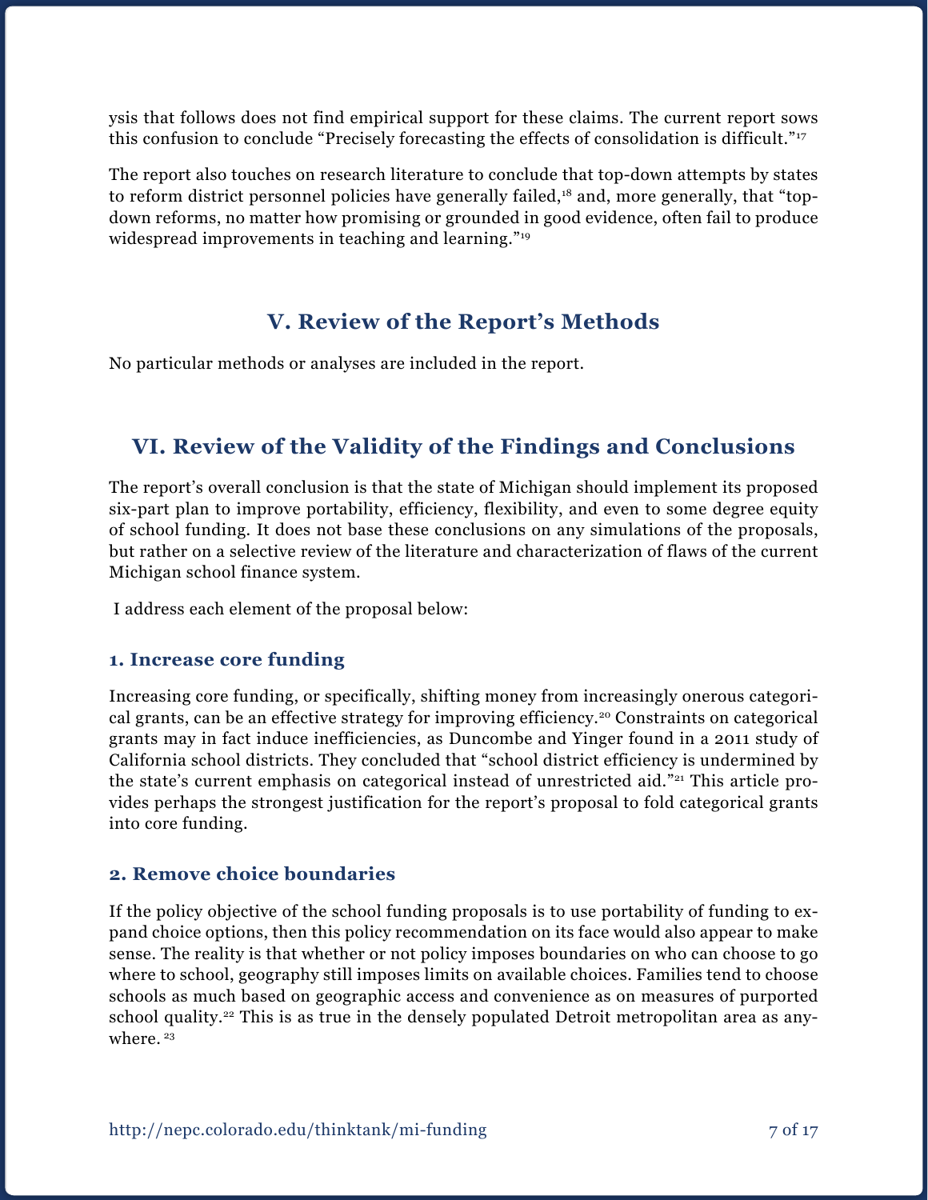ysis that follows does not find empirical support for these claims. The current report sows this confusion to conclude "Precisely forecasting the effects of consolidation is difficult."[17]

The report also touches on research literature to conclude that top-down attempts by states to reform district personnel policies have generally failed,[18] and, more generally, that "top-down reforms, no matter how promising or grounded in good evidence, often fail to produce widespread improvements in teaching and learning."[19]

## V. Review of the Report's Methods

No particular methods or analyses are included in the report.

## VI. Review of the Validity of the Findings and Conclusions

The report's overall conclusion is that the state of Michigan should implement its proposed six-part plan to improve portability, efficiency, flexibility, and even to some degree equity of school funding. It does not base these conclusions on any simulations of the proposals, but rather on a selective review of the literature and characterization of flaws of the current Michigan school finance system.

I address each element of the proposal below:

### 1. Increase core funding

Increasing core funding, or specifically, shifting money from increasingly onerous categorical grants, can be an effective strategy for improving efficiency.[20] Constraints on categorical grants may in fact induce inefficiencies, as Duncombe and Yinger found in a 2011 study of California school districts. They concluded that "school district efficiency is undermined by the state's current emphasis on categorical instead of unrestricted aid."[21] This article provides perhaps the strongest justification for the report's proposal to fold categorical grants into core funding.

### 2. Remove choice boundaries

If the policy objective of the school funding proposals is to use portability of funding to expand choice options, then this policy recommendation on its face would also appear to make sense. The reality is that whether or not policy imposes boundaries on who can choose to go where to school, geography still imposes limits on available choices. Families tend to choose schools as much based on geographic access and convenience as on measures of purported school quality.[22] This is as true in the densely populated Detroit metropolitan area as anywhere.[23]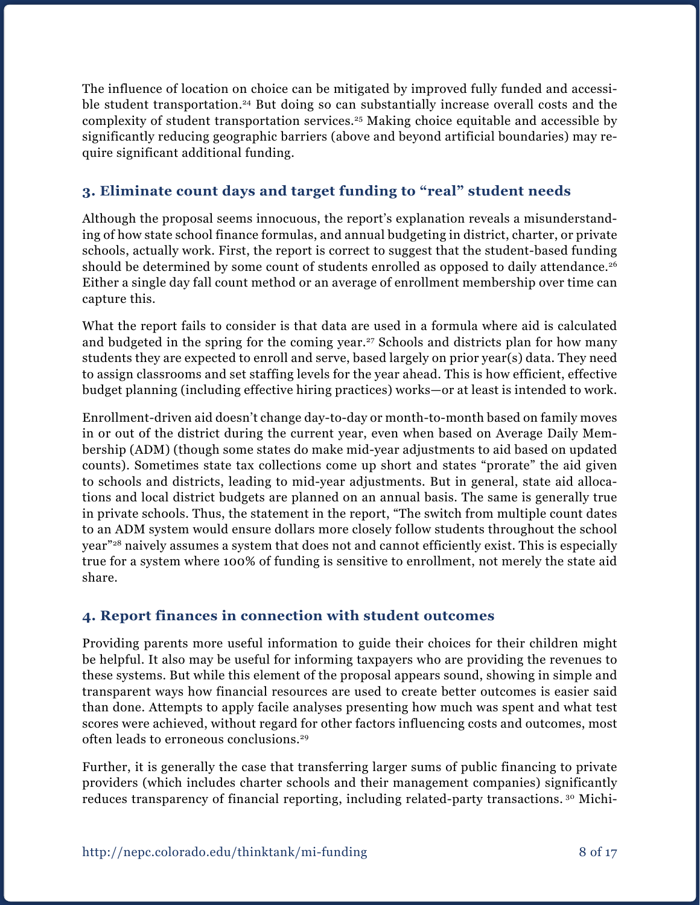The influence of location on choice can be mitigated by improved fully funded and accessible student transportation.[24] But doing so can substantially increase overall costs and the complexity of student transportation services.[25] Making choice equitable and accessible by significantly reducing geographic barriers (above and beyond artificial boundaries) may require significant additional funding.

### 3. Eliminate count days and target funding to "real" student needs

Although the proposal seems innocuous, the report's explanation reveals a misunderstanding of how state school finance formulas, and annual budgeting in district, charter, or private schools, actually work. First, the report is correct to suggest that the student-based funding should be determined by some count of students enrolled as opposed to daily attendance.[26] Either a single day fall count method or an average of enrollment membership over time can capture this.

What the report fails to consider is that data are used in a formula where aid is calculated and budgeted in the spring for the coming year.[27] Schools and districts plan for how many students they are expected to enroll and serve, based largely on prior year(s) data. They need to assign classrooms and set staffing levels for the year ahead. This is how efficient, effective budget planning (including effective hiring practices) works—or at least is intended to work.

Enrollment-driven aid doesn't change day-to-day or month-to-month based on family moves in or out of the district during the current year, even when based on Average Daily Membership (ADM) (though some states do make mid-year adjustments to aid based on updated counts). Sometimes state tax collections come up short and states "prorate" the aid given to schools and districts, leading to mid-year adjustments. But in general, state aid allocations and local district budgets are planned on an annual basis. The same is generally true in private schools. Thus, the statement in the report, "The switch from multiple count dates to an ADM system would ensure dollars more closely follow students throughout the school year"[28] naively assumes a system that does not and cannot efficiently exist. This is especially true for a system where 100% of funding is sensitive to enrollment, not merely the state aid share.

### 4. Report finances in connection with student outcomes

Providing parents more useful information to guide their choices for their children might be helpful. It also may be useful for informing taxpayers who are providing the revenues to these systems. But while this element of the proposal appears sound, showing in simple and transparent ways how financial resources are used to create better outcomes is easier said than done. Attempts to apply facile analyses presenting how much was spent and what test scores were achieved, without regard for other factors influencing costs and outcomes, most often leads to erroneous conclusions.[29]

Further, it is generally the case that transferring larger sums of public financing to private providers (which includes charter schools and their management companies) significantly reduces transparency of financial reporting, including related-party transactions.[30] Michi-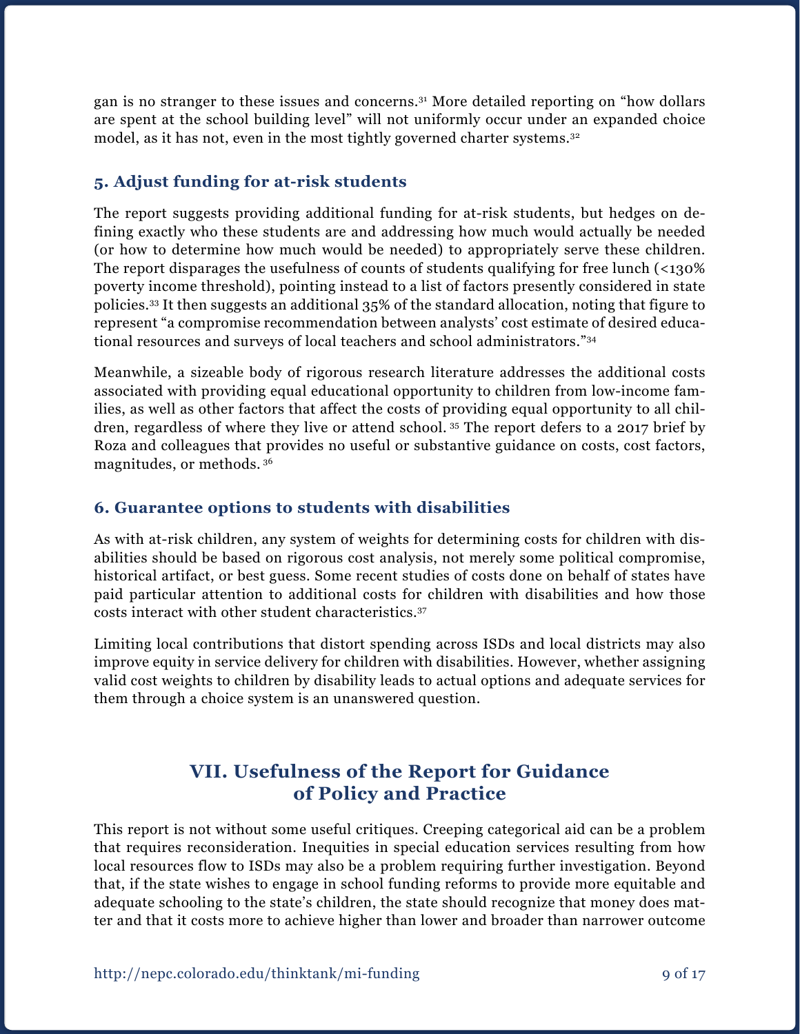gan is no stranger to these issues and concerns.[31] More detailed reporting on "how dollars are spent at the school building level" will not uniformly occur under an expanded choice model, as it has not, even in the most tightly governed charter systems.[32]

### 5. Adjust funding for at-risk students

The report suggests providing additional funding for at-risk students, but hedges on defining exactly who these students are and addressing how much would actually be needed (or how to determine how much would be needed) to appropriately serve these children. The report disparages the usefulness of counts of students qualifying for free lunch (<130% poverty income threshold), pointing instead to a list of factors presently considered in state policies.[33] It then suggests an additional 35% of the standard allocation, noting that figure to represent "a compromise recommendation between analysts' cost estimate of desired educational resources and surveys of local teachers and school administrators."[34]

Meanwhile, a sizeable body of rigorous research literature addresses the additional costs associated with providing equal educational opportunity to children from low-income families, as well as other factors that affect the costs of providing equal opportunity to all children, regardless of where they live or attend school.[35] The report defers to a 2017 brief by Roza and colleagues that provides no useful or substantive guidance on costs, cost factors, magnitudes, or methods.[36]

### 6. Guarantee options to students with disabilities

As with at-risk children, any system of weights for determining costs for children with disabilities should be based on rigorous cost analysis, not merely some political compromise, historical artifact, or best guess. Some recent studies of costs done on behalf of states have paid particular attention to additional costs for children with disabilities and how those costs interact with other student characteristics.[37]

Limiting local contributions that distort spending across ISDs and local districts may also improve equity in service delivery for children with disabilities. However, whether assigning valid cost weights to children by disability leads to actual options and adequate services for them through a choice system is an unanswered question.

## VII. Usefulness of the Report for Guidance of Policy and Practice

This report is not without some useful critiques. Creeping categorical aid can be a problem that requires reconsideration. Inequities in special education services resulting from how local resources flow to ISDs may also be a problem requiring further investigation. Beyond that, if the state wishes to engage in school funding reforms to provide more equitable and adequate schooling to the state's children, the state should recognize that money does matter and that it costs more to achieve higher than lower and broader than narrower outcome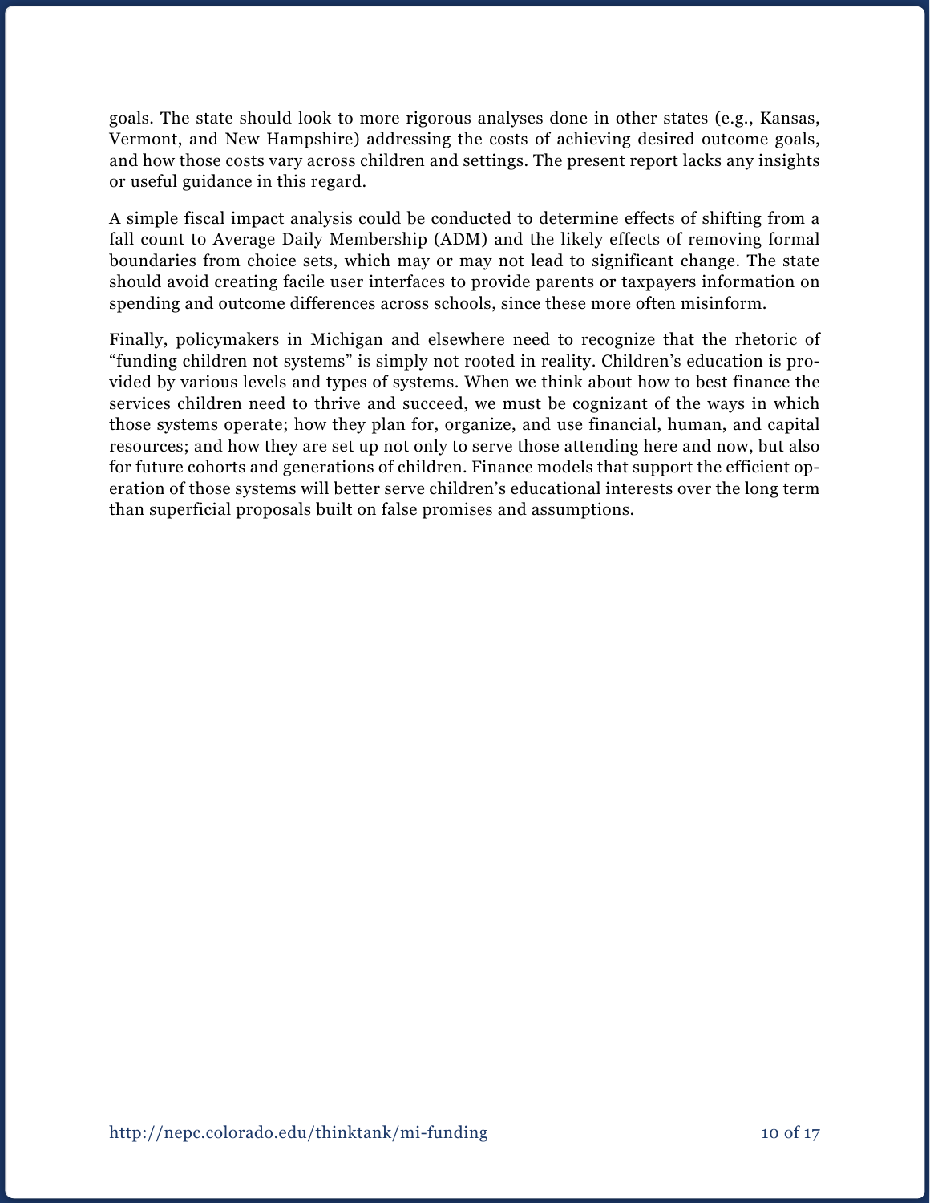goals. The state should look to more rigorous analyses done in other states (e.g., Kansas, Vermont, and New Hampshire) addressing the costs of achieving desired outcome goals, and how those costs vary across children and settings. The present report lacks any insights or useful guidance in this regard.

A simple fiscal impact analysis could be conducted to determine effects of shifting from a fall count to Average Daily Membership (ADM) and the likely effects of removing formal boundaries from choice sets, which may or may not lead to significant change. The state should avoid creating facile user interfaces to provide parents or taxpayers information on spending and outcome differences across schools, since these more often misinform.

Finally, policymakers in Michigan and elsewhere need to recognize that the rhetoric of "funding children not systems" is simply not rooted in reality. Children's education is provided by various levels and types of systems. When we think about how to best finance the services children need to thrive and succeed, we must be cognizant of the ways in which those systems operate; how they plan for, organize, and use financial, human, and capital resources; and how they are set up not only to serve those attending here and now, but also for future cohorts and generations of children. Finance models that support the efficient operation of those systems will better serve children's educational interests over the long term than superficial proposals built on false promises and assumptions.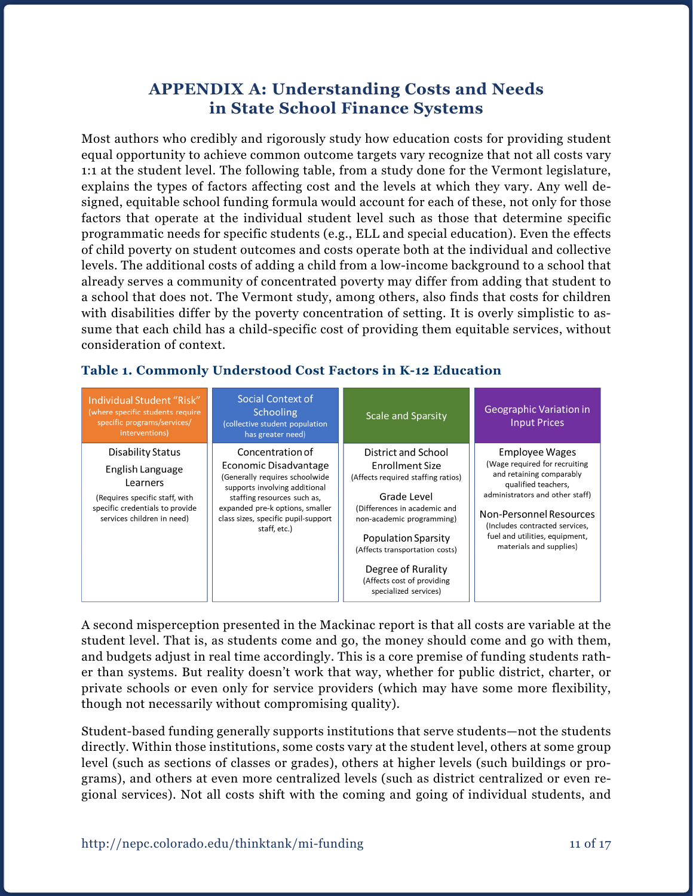# APPENDIX A: Understanding Costs and Needs in State School Finance Systems

Most authors who credibly and rigorously study how education costs for providing student equal opportunity to achieve common outcome targets vary recognize that not all costs vary 1:1 at the student level. The following table, from a study done for the Vermont legislature, explains the types of factors affecting cost and the levels at which they vary. Any well designed, equitable school funding formula would account for each of these, not only for those factors that operate at the individual student level such as those that determine specific programmatic needs for specific students (e.g., ELL and special education). Even the effects of child poverty on student outcomes and costs operate both at the individual and collective levels. The additional costs of adding a child from a low-income background to a school that already serves a community of concentrated poverty may differ from adding that student to a school that does not. The Vermont study, among others, also finds that costs for children with disabilities differ by the poverty concentration of setting. It is overly simplistic to assume that each child has a child-specific cost of providing them equitable services, without consideration of context.

### Table 1. Commonly Understood Cost Factors in K-12 Education

| Individual Student "Risk" (where specific students require specific programs/services/ interventions) | Social Context of Schooling (collective student population has greater need) | Scale and Sparsity | Geographic Variation in Input Prices |
|---|---|---|---|
| Disability Status<br>English Language Learners<br>(Requires specific staff, with specific credentials to provide services children in need) | Concentration of Economic Disadvantage<br>(Generally requires schoolwide supports involving additional staffing resources such as, expanded pre-k options, smaller class sizes, specific pupil-support staff, etc.) | District and School Enrollment Size<br>(Affects required staffing ratios)<br>Grade Level<br>(Differences in academic and non-academic programming)<br>Population Sparsity<br>(Affects transportation costs)<br>Degree of Rurality<br>(Affects cost of providing specialized services) | Employee Wages<br>(Wage required for recruiting and retaining comparably qualified teachers, administrators and other staff)<br>Non-Personnel Resources<br>(Includes contracted services, fuel and utilities, equipment, materials and supplies) |

A second misperception presented in the Mackinac report is that all costs are variable at the student level. That is, as students come and go, the money should come and go with them, and budgets adjust in real time accordingly. This is a core premise of funding students rather than systems. But reality doesn't work that way, whether for public district, charter, or private schools or even only for service providers (which may have some more flexibility, though not necessarily without compromising quality).

Student-based funding generally supports institutions that serve students—not the students directly. Within those institutions, some costs vary at the student level, others at some group level (such as sections of classes or grades), others at higher levels (such buildings or programs), and others at even more centralized levels (such as district centralized or even regional services). Not all costs shift with the coming and going of individual students, and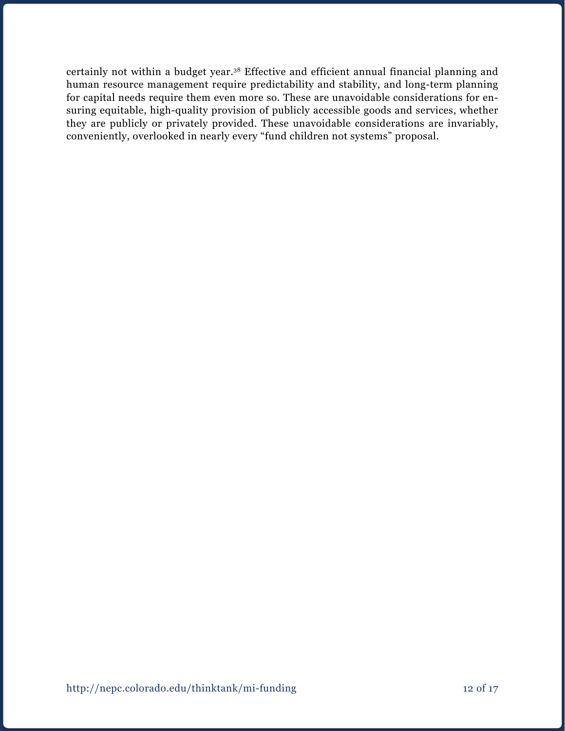certainly not within a budget year.[38] Effective and efficient annual financial planning and human resource management require predictability and stability, and long-term planning for capital needs require them even more so. These are unavoidable considerations for ensuring equitable, high-quality provision of publicly accessible goods and services, whether they are publicly or privately provided. These unavoidable considerations are invariably, conveniently, overlooked in nearly every "fund children not systems" proposal.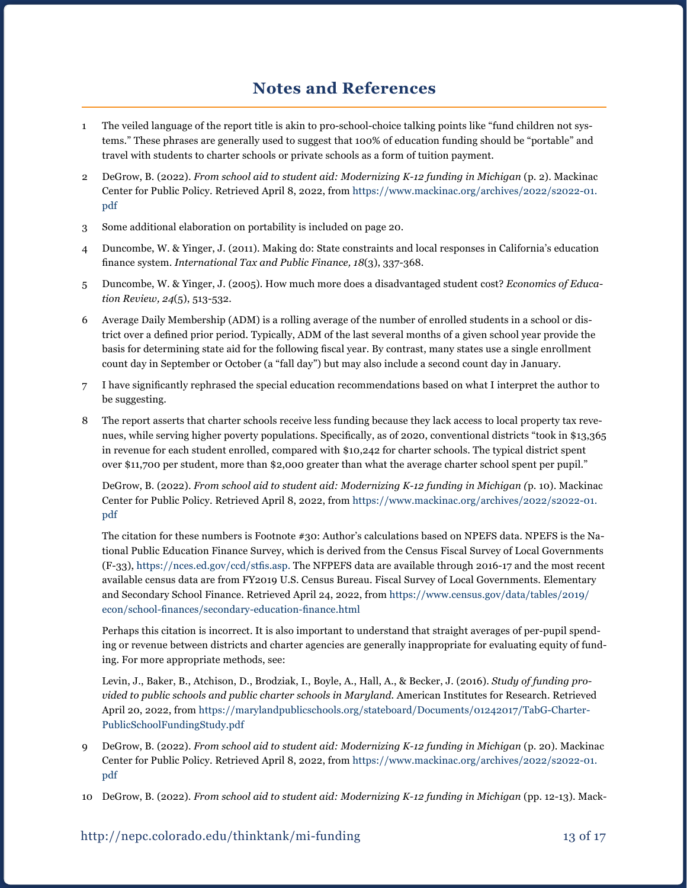## Notes and References

1 The veiled language of the report title is akin to pro-school-choice talking points like "fund children not systems." These phrases are generally used to suggest that 100% of education funding should be "portable" and travel with students to charter schools or private schools as a form of tuition payment.

2 DeGrow, B. (2022). *From school aid to student aid: Modernizing K-12 funding in Michigan* (p. 2). Mackinac Center for Public Policy. Retrieved April 8, 2022, from https://www.mackinac.org/archives/2022/s2022-01.pdf

3 Some additional elaboration on portability is included on page 20.

4 Duncombe, W. & Yinger, J. (2011). Making do: State constraints and local responses in California's education finance system. *International Tax and Public Finance, 18*(3), 337-368.

5 Duncombe, W. & Yinger, J. (2005). How much more does a disadvantaged student cost? *Economics of Education Review, 24*(5), 513-532.

6 Average Daily Membership (ADM) is a rolling average of the number of enrolled students in a school or district over a defined prior period. Typically, ADM of the last several months of a given school year provide the basis for determining state aid for the following fiscal year. By contrast, many states use a single enrollment count day in September or October (a "fall day") but may also include a second count day in January.

7 I have significantly rephrased the special education recommendations based on what I interpret the author to be suggesting.

8 The report asserts that charter schools receive less funding because they lack access to local property tax revenues, while serving higher poverty populations. Specifically, as of 2020, conventional districts "took in $13,365 in revenue for each student enrolled, compared with $10,242 for charter schools. The typical district spent over $11,700 per student, more than $2,000 greater than what the average charter school spent per pupil."

DeGrow, B. (2022). *From school aid to student aid: Modernizing K-12 funding in Michigan (*p. 10). Mackinac Center for Public Policy. Retrieved April 8, 2022, from https://www.mackinac.org/archives/2022/s2022-01.pdf

The citation for these numbers is Footnote #30: Author's calculations based on NPEFS data. NPEFS is the National Public Education Finance Survey, which is derived from the Census Fiscal Survey of Local Governments (F-33), https://nces.ed.gov/ccd/stfis.asp. The NFPEFS data are available through 2016-17 and the most recent available census data are from FY2019 U.S. Census Bureau. Fiscal Survey of Local Governments. Elementary and Secondary School Finance. Retrieved April 24, 2022, from https://www.census.gov/data/tables/2019/econ/school-finances/secondary-education-finance.html

Perhaps this citation is incorrect. It is also important to understand that straight averages of per-pupil spending or revenue between districts and charter agencies are generally inappropriate for evaluating equity of funding. For more appropriate methods, see:

Levin, J., Baker, B., Atchison, D., Brodziak, I., Boyle, A., Hall, A., & Becker, J. (2016). *Study of funding provided to public schools and public charter schools in Maryland.* American Institutes for Research. Retrieved April 20, 2022, from https://marylandpublicschools.org/stateboard/Documents/01242017/TabG-CharterPublicSchoolFundingStudy.pdf

9 DeGrow, B. (2022). *From school aid to student aid: Modernizing K-12 funding in Michigan* (p. 20). Mackinac Center for Public Policy. Retrieved April 8, 2022, from https://www.mackinac.org/archives/2022/s2022-01.pdf

10 DeGrow, B. (2022). *From school aid to student aid: Modernizing K-12 funding in Michigan* (pp. 12-13). Mack-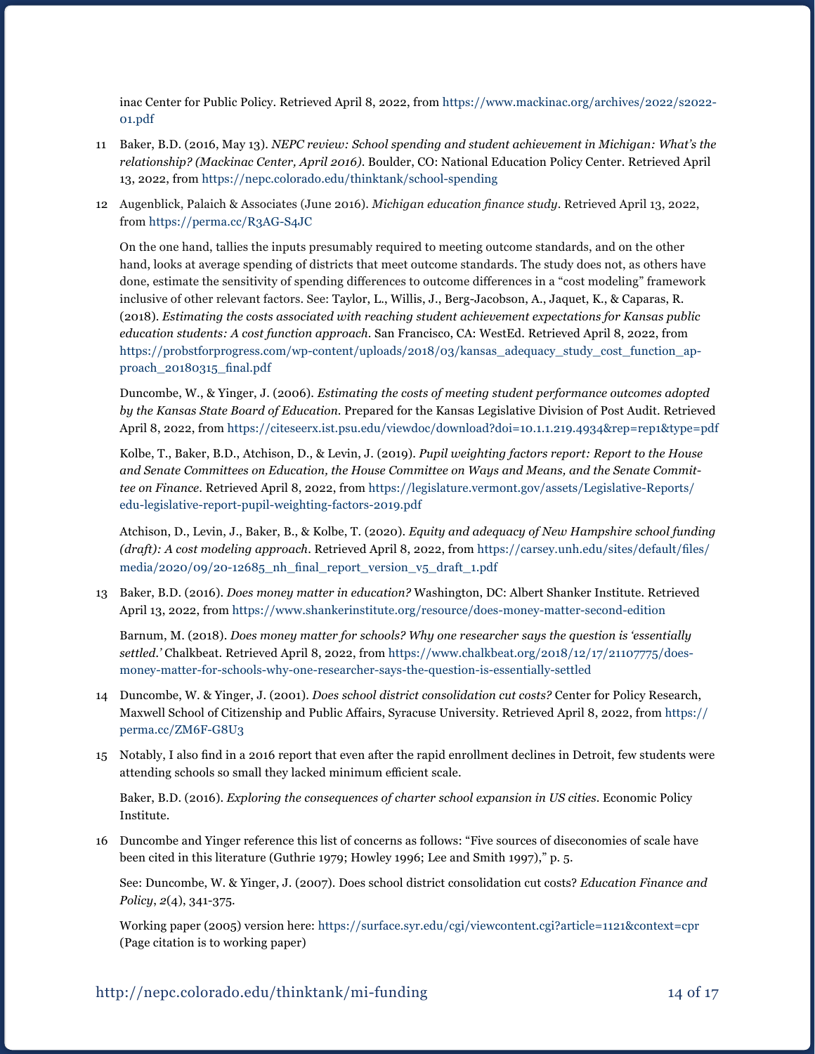inac Center for Public Policy. Retrieved April 8, 2022, from https://www.mackinac.org/archives/2022/s2022-01.pdf

11 Baker, B.D. (2016, May 13). *NEPC review: School spending and student achievement in Michigan: What's the relationship? (Mackinac Center, April 2016)*. Boulder, CO: National Education Policy Center. Retrieved April 13, 2022, from https://nepc.colorado.edu/thinktank/school-spending

12 Augenblick, Palaich & Associates (June 2016). *Michigan education finance study*. Retrieved April 13, 2022, from https://perma.cc/R3AG-S4JC

On the one hand, tallies the inputs presumably required to meeting outcome standards, and on the other hand, looks at average spending of districts that meet outcome standards. The study does not, as others have done, estimate the sensitivity of spending differences to outcome differences in a "cost modeling" framework inclusive of other relevant factors. See: Taylor, L., Willis, J., Berg-Jacobson, A., Jaquet, K., & Caparas, R. (2018). *Estimating the costs associated with reaching student achievement expectations for Kansas public education students: A cost function approach*. San Francisco, CA: WestEd. Retrieved April 8, 2022, from https://probstforprogress.com/wp-content/uploads/2018/03/kansas_adequacy_study_cost_function_approach_20180315_final.pdf

Duncombe, W., & Yinger, J. (2006). *Estimating the costs of meeting student performance outcomes adopted by the Kansas State Board of Education*. Prepared for the Kansas Legislative Division of Post Audit. Retrieved April 8, 2022, from https://citeseerx.ist.psu.edu/viewdoc/download?doi=10.1.1.219.4934&rep=rep1&type=pdf

Kolbe, T., Baker, B.D., Atchison, D., & Levin, J. (2019). *Pupil weighting factors report: Report to the House and Senate Committees on Education, the House Committee on Ways and Means, and the Senate Committee on Finance*. Retrieved April 8, 2022, from https://legislature.vermont.gov/assets/Legislative-Reports/edu-legislative-report-pupil-weighting-factors-2019.pdf

Atchison, D., Levin, J., Baker, B., & Kolbe, T. (2020). *Equity and adequacy of New Hampshire school funding (draft): A cost modeling approach*. Retrieved April 8, 2022, from https://carsey.unh.edu/sites/default/files/media/2020/09/20-12685_nh_final_report_version_v5_draft_1.pdf

13 Baker, B.D. (2016). *Does money matter in education?* Washington, DC: Albert Shanker Institute. Retrieved April 13, 2022, from https://www.shankerinstitute.org/resource/does-money-matter-second-edition

Barnum, M. (2018). *Does money matter for schools? Why one researcher says the question is 'essentially settled.'* Chalkbeat. Retrieved April 8, 2022, from https://www.chalkbeat.org/2018/12/17/21107775/does-money-matter-for-schools-why-one-researcher-says-the-question-is-essentially-settled

14 Duncombe, W. & Yinger, J. (2001). *Does school district consolidation cut costs?* Center for Policy Research, Maxwell School of Citizenship and Public Affairs, Syracuse University. Retrieved April 8, 2022, from https://perma.cc/ZM6F-G8U3

15 Notably, I also find in a 2016 report that even after the rapid enrollment declines in Detroit, few students were attending schools so small they lacked minimum efficient scale.

Baker, B.D. (2016). *Exploring the consequences of charter school expansion in US cities*. Economic Policy Institute.

16 Duncombe and Yinger reference this list of concerns as follows: "Five sources of diseconomies of scale have been cited in this literature (Guthrie 1979; Howley 1996; Lee and Smith 1997)," p. 5.

See: Duncombe, W. & Yinger, J. (2007). Does school district consolidation cut costs? *Education Finance and Policy*, *2*(4), 341-375.

Working paper (2005) version here: https://surface.syr.edu/cgi/viewcontent.cgi?article=1121&context=cpr (Page citation is to working paper)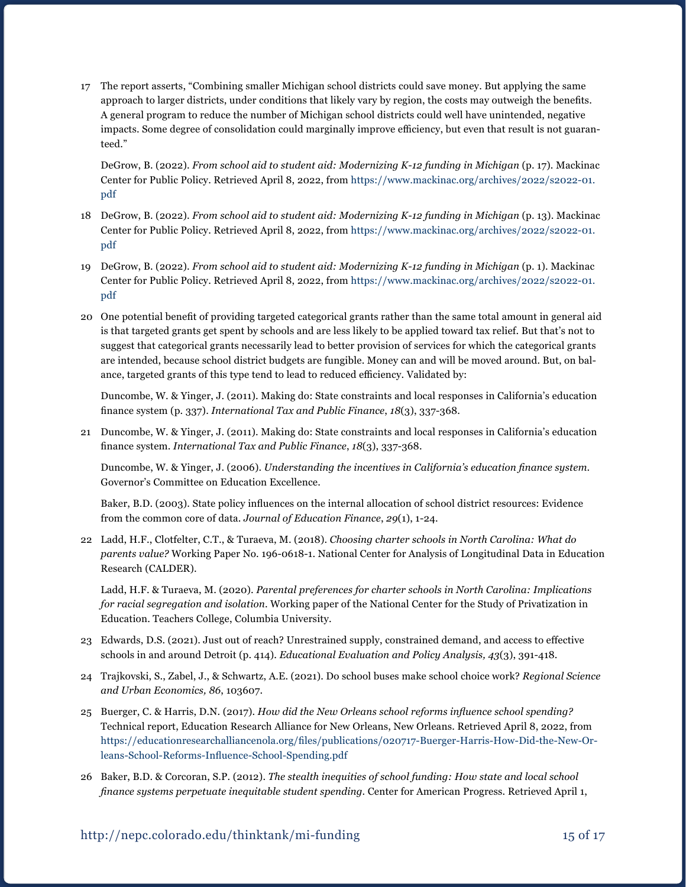17 The report asserts, "Combining smaller Michigan school districts could save money. But applying the same approach to larger districts, under conditions that likely vary by region, the costs may outweigh the benefits. A general program to reduce the number of Michigan school districts could well have unintended, negative impacts. Some degree of consolidation could marginally improve efficiency, but even that result is not guaranteed."

DeGrow, B. (2022). *From school aid to student aid: Modernizing K-12 funding in Michigan* (p. 17). Mackinac Center for Public Policy. Retrieved April 8, 2022, from https://www.mackinac.org/archives/2022/s2022-01.pdf

18 DeGrow, B. (2022). *From school aid to student aid: Modernizing K-12 funding in Michigan* (p. 13). Mackinac Center for Public Policy. Retrieved April 8, 2022, from https://www.mackinac.org/archives/2022/s2022-01.pdf

19 DeGrow, B. (2022). *From school aid to student aid: Modernizing K-12 funding in Michigan* (p. 1). Mackinac Center for Public Policy. Retrieved April 8, 2022, from https://www.mackinac.org/archives/2022/s2022-01.pdf

20 One potential benefit of providing targeted categorical grants rather than the same total amount in general aid is that targeted grants get spent by schools and are less likely to be applied toward tax relief. But that's not to suggest that categorical grants necessarily lead to better provision of services for which the categorical grants are intended, because school district budgets are fungible. Money can and will be moved around. But, on balance, targeted grants of this type tend to lead to reduced efficiency. Validated by:

Duncombe, W. & Yinger, J. (2011). Making do: State constraints and local responses in California's education finance system (p. 337). *International Tax and Public Finance*, *18*(3), 337-368.

21 Duncombe, W. & Yinger, J. (2011). Making do: State constraints and local responses in California's education finance system. *International Tax and Public Finance*, *18*(3), 337-368.

Duncombe, W. & Yinger, J. (2006). *Understanding the incentives in California's education finance system*. Governor's Committee on Education Excellence.

Baker, B.D. (2003). State policy influences on the internal allocation of school district resources: Evidence from the common core of data. *Journal of Education Finance*, *29*(1), 1-24.

22 Ladd, H.F., Clotfelter, C.T., & Turaeva, M. (2018). *Choosing charter schools in North Carolina: What do parents value?* Working Paper No. 196-0618-1. National Center for Analysis of Longitudinal Data in Education Research (CALDER).

Ladd, H.F. & Turaeva, M. (2020). *Parental preferences for charter schools in North Carolina: Implications for racial segregation and isolation*. Working paper of the National Center for the Study of Privatization in Education. Teachers College, Columbia University.

23 Edwards, D.S. (2021). Just out of reach? Unrestrained supply, constrained demand, and access to effective schools in and around Detroit (p. 414). *Educational Evaluation and Policy Analysis, 43*(3), 391-418.

24 Trajkovski, S., Zabel, J., & Schwartz, A.E. (2021). Do school buses make school choice work? *Regional Science and Urban Economics, 86*, 103607.

25 Buerger, C. & Harris, D.N. (2017). *How did the New Orleans school reforms influence school spending?* Technical report, Education Research Alliance for New Orleans, New Orleans. Retrieved April 8, 2022, from https://educationresearchalliancenola.org/files/publications/020717-Buerger-Harris-How-Did-the-New-Orleans-School-Reforms-Influence-School-Spending.pdf

26 Baker, B.D. & Corcoran, S.P. (2012). *The stealth inequities of school funding: How state and local school finance systems perpetuate inequitable student spending*. Center for American Progress. Retrieved April 1,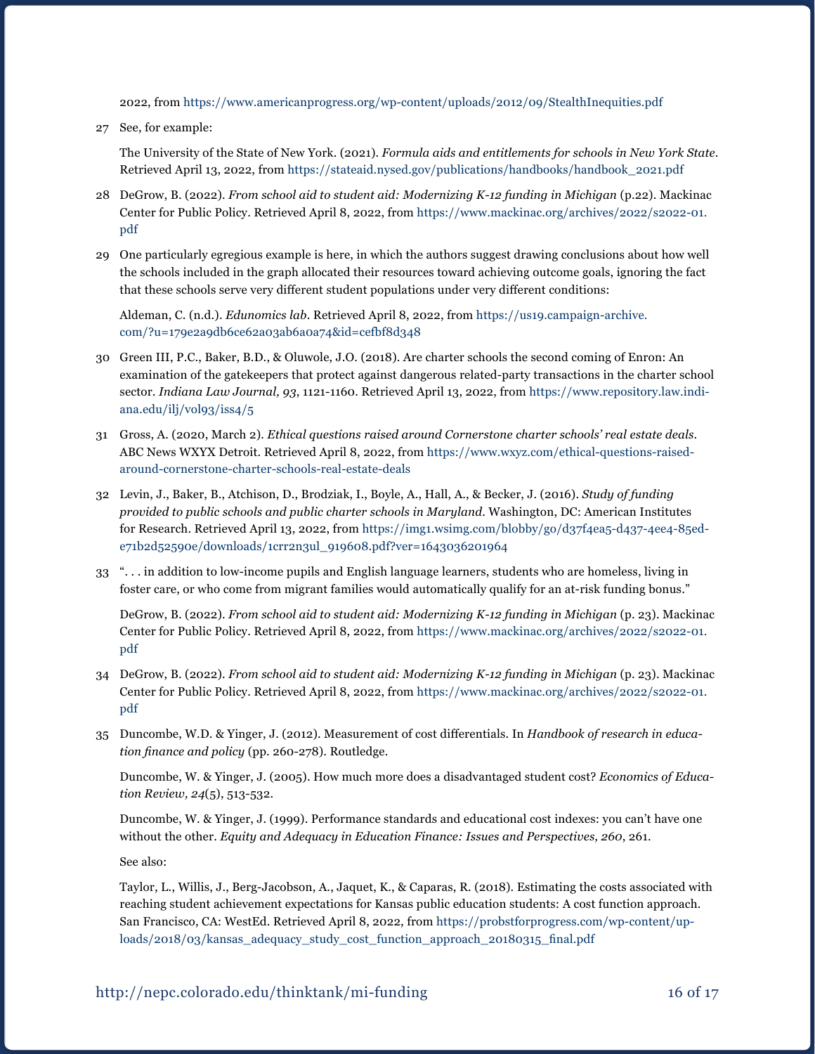2022, from https://www.americanprogress.org/wp-content/uploads/2012/09/StealthInequities.pdf

27 See, for example:

The University of the State of New York. (2021). *Formula aids and entitlements for schools in New York State*. Retrieved April 13, 2022, from https://stateaid.nysed.gov/publications/handbooks/handbook_2021.pdf

28 DeGrow, B. (2022). *From school aid to student aid: Modernizing K-12 funding in Michigan* (p.22). Mackinac Center for Public Policy. Retrieved April 8, 2022, from https://www.mackinac.org/archives/2022/s2022-01.pdf

29 One particularly egregious example is here, in which the authors suggest drawing conclusions about how well the schools included in the graph allocated their resources toward achieving outcome goals, ignoring the fact that these schools serve very different student populations under very different conditions:

Aldeman, C. (n.d.). *Edunomics lab*. Retrieved April 8, 2022, from https://us19.campaign-archive.com/?u=179e2a9db6ce62a03ab6a0a74&id=cefbf8d348

30 Green III, P.C., Baker, B.D., & Oluwole, J.O. (2018). Are charter schools the second coming of Enron: An examination of the gatekeepers that protect against dangerous related-party transactions in the charter school sector. *Indiana Law Journal, 93*, 1121-1160. Retrieved April 13, 2022, from https://www.repository.law.indiana.edu/ilj/vol93/iss4/5

31 Gross, A. (2020, March 2). *Ethical questions raised around Cornerstone charter schools' real estate deals*. ABC News WXYX Detroit. Retrieved April 8, 2022, from https://www.wxyz.com/ethical-questions-raised-around-cornerstone-charter-schools-real-estate-deals

32 Levin, J., Baker, B., Atchison, D., Brodziak, I., Boyle, A., Hall, A., & Becker, J. (2016). *Study of funding provided to public schools and public charter schools in Maryland*. Washington, DC: American Institutes for Research. Retrieved April 13, 2022, from https://img1.wsimg.com/blobby/go/d37f4ea5-d437-4ee4-85ed-e71b2d52590e/downloads/1crr2n3ul_919608.pdf?ver=1643036201964

33 ". . . in addition to low-income pupils and English language learners, students who are homeless, living in foster care, or who come from migrant families would automatically qualify for an at-risk funding bonus."

DeGrow, B. (2022). *From school aid to student aid: Modernizing K-12 funding in Michigan* (p. 23). Mackinac Center for Public Policy. Retrieved April 8, 2022, from https://www.mackinac.org/archives/2022/s2022-01.pdf

34 DeGrow, B. (2022). *From school aid to student aid: Modernizing K-12 funding in Michigan* (p. 23). Mackinac Center for Public Policy. Retrieved April 8, 2022, from https://www.mackinac.org/archives/2022/s2022-01.pdf

35 Duncombe, W.D. & Yinger, J. (2012). Measurement of cost differentials. In *Handbook of research in education finance and policy* (pp. 260-278). Routledge.

Duncombe, W. & Yinger, J. (2005). How much more does a disadvantaged student cost? *Economics of Education Review, 24*(5), 513-532.

Duncombe, W. & Yinger, J. (1999). Performance standards and educational cost indexes: you can't have one without the other. *Equity and Adequacy in Education Finance: Issues and Perspectives, 260*, 261.

See also:

Taylor, L., Willis, J., Berg-Jacobson, A., Jaquet, K., & Caparas, R. (2018). Estimating the costs associated with reaching student achievement expectations for Kansas public education students: A cost function approach. San Francisco, CA: WestEd. Retrieved April 8, 2022, from https://probstforprogress.com/wp-content/uploads/2018/03/kansas_adequacy_study_cost_function_approach_20180315_final.pdf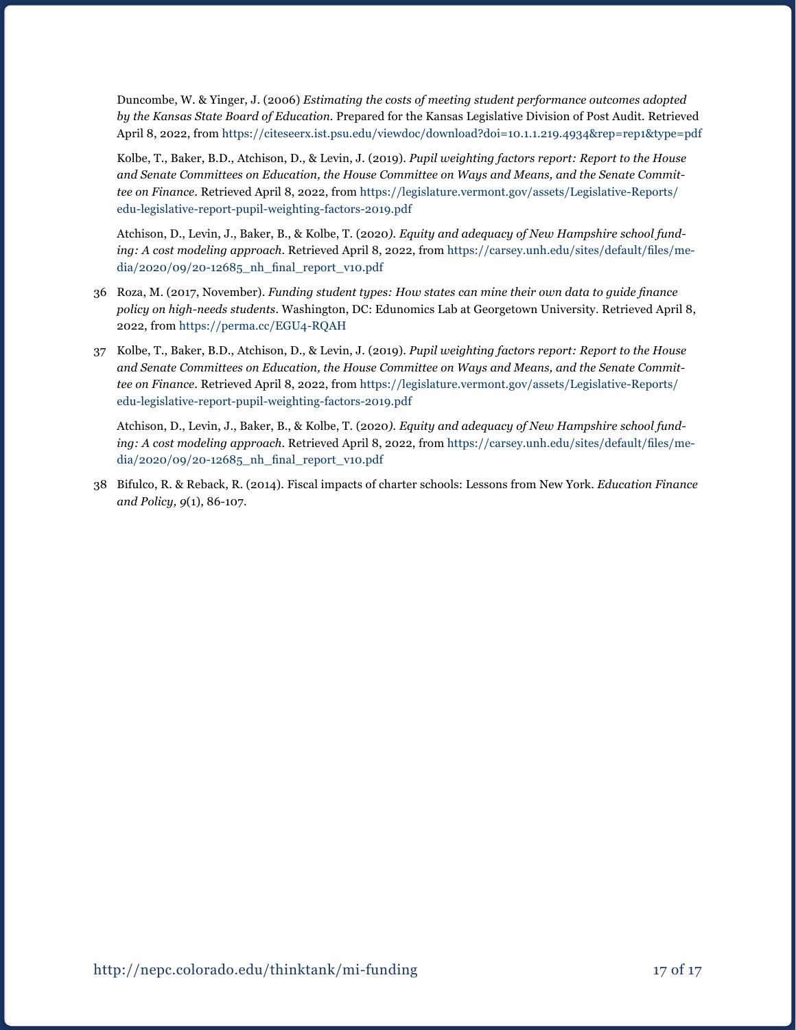Duncombe, W. & Yinger, J. (2006) *Estimating the costs of meeting student performance outcomes adopted by the Kansas State Board of Education*. Prepared for the Kansas Legislative Division of Post Audit. Retrieved April 8, 2022, from https://citeseerx.ist.psu.edu/viewdoc/download?doi=10.1.1.219.4934&rep=rep1&type=pdf

Kolbe, T., Baker, B.D., Atchison, D., & Levin, J. (2019). *Pupil weighting factors report: Report to the House and Senate Committees on Education, the House Committee on Ways and Means, and the Senate Committee on Finance*. Retrieved April 8, 2022, from https://legislature.vermont.gov/assets/Legislative-Reports/edu-legislative-report-pupil-weighting-factors-2019.pdf

Atchison, D., Levin, J., Baker, B., & Kolbe, T. (2020*). Equity and adequacy of New Hampshire school funding: A cost modeling approach*. Retrieved April 8, 2022, from https://carsey.unh.edu/sites/default/files/media/2020/09/20-12685_nh_final_report_v10.pdf

36 Roza, M. (2017, November). *Funding student types: How states can mine their own data to guide finance policy on high-needs students*. Washington, DC: Edunomics Lab at Georgetown University. Retrieved April 8, 2022, from https://perma.cc/EGU4-RQAH

37 Kolbe, T., Baker, B.D., Atchison, D., & Levin, J. (2019). *Pupil weighting factors report: Report to the House and Senate Committees on Education, the House Committee on Ways and Means, and the Senate Committee on Finance*. Retrieved April 8, 2022, from https://legislature.vermont.gov/assets/Legislative-Reports/edu-legislative-report-pupil-weighting-factors-2019.pdf

Atchison, D., Levin, J., Baker, B., & Kolbe, T. (2020*). Equity and adequacy of New Hampshire school funding: A cost modeling approach*. Retrieved April 8, 2022, from https://carsey.unh.edu/sites/default/files/media/2020/09/20-12685_nh_final_report_v10.pdf

38 Bifulco, R. & Reback, R. (2014). Fiscal impacts of charter schools: Lessons from New York. *Education Finance and Policy, 9*(1), 86-107.